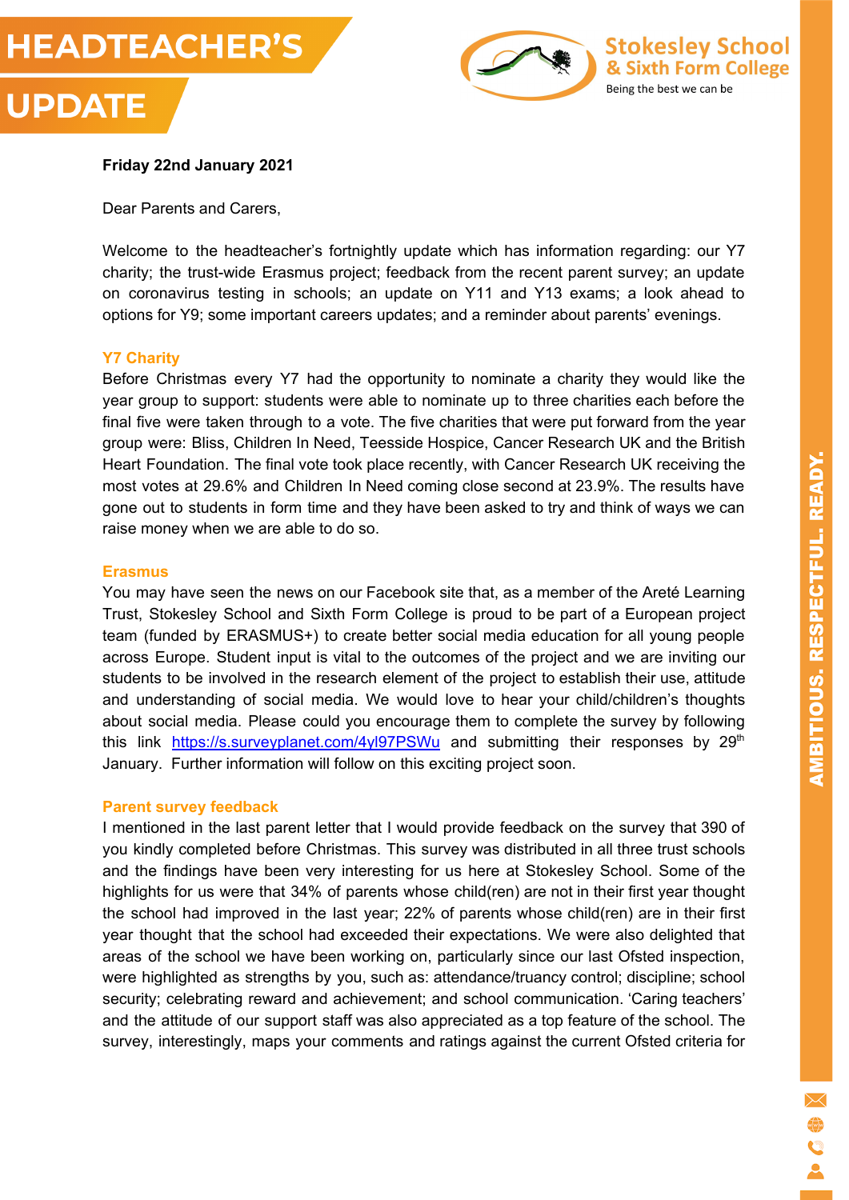# HEADTEACHER'S UPDATE

Stokesley School & Sixth Form College

Being the best we can be

**Friday 22nd January 2021**

Dear Parents and Carers,

Welcome to the headteacher's fortnightly update which has information regarding: our Y7 charity; the trust-wide Erasmus project; feedback from the recent parent survey; an update on coronavirus testing in schools; an update on Y11 and Y13 exams; a look ahead to options for Y9; some important careers updates; and a reminder about parents' evenings.

## Y7 Charity

Before Christmas every Y7 had the opportunity to nominate a charity they would like the year group to support: students were able to nominate up to three charities each before the final five were taken through to a vote. The five charities that were put forward from the year group were: Bliss, Children In Need, Teesside Hospice, Cancer Research UK and the British Heart Foundation. The final vote took place recently, with Cancer Research UK receiving the most votes at 29.6% and Children In Need coming close second at 23.9%. The results have gone out to students in form time and they have been asked to try and think of ways we can raise money when we are able to do so.

## Erasmus

You may have seen the news on our Facebook site that, as a member of the Areté Learning Trust, Stokesley School and Sixth Form College is proud to be part of a European project team (funded by ERASMUS+) to create better social media education for all young people across Europe. Student input is vital to the outcomes of the project and we are inviting our students to be involved in the research element of the project to establish their use, attitude and understanding of social media. We would love to hear your child/children's thoughts about social media. Please could you encourage them to complete the survey by following this link https://s.surveyplanet.com/4yl97PSWu and submitting their responses by 29th January. Further information will follow on this exciting project soon.

## Parent survey feedback

I mentioned in the last parent letter that I would provide feedback on the survey that 390 of you kindly completed before Christmas. This survey was distributed in all three trust schools and the findings have been very interesting for us here at Stokesley School. Some of the highlights for us were that 34% of parents whose child(ren) are not in their first year thought the school had improved in the last year; 22% of parents whose child(ren) are in their first year thought that the school had exceeded their expectations. We were also delighted that areas of the school we have been working on, particularly since our last Ofsted inspection, were highlighted as strengths by you, such as: attendance/truancy control; discipline; school security; celebrating reward and achievement; and school communication. 'Caring teachers' and the attitude of our support staff was also appreciated as a top feature of the school. The survey, interestingly, maps your comments and ratings against the current Ofsted criteria for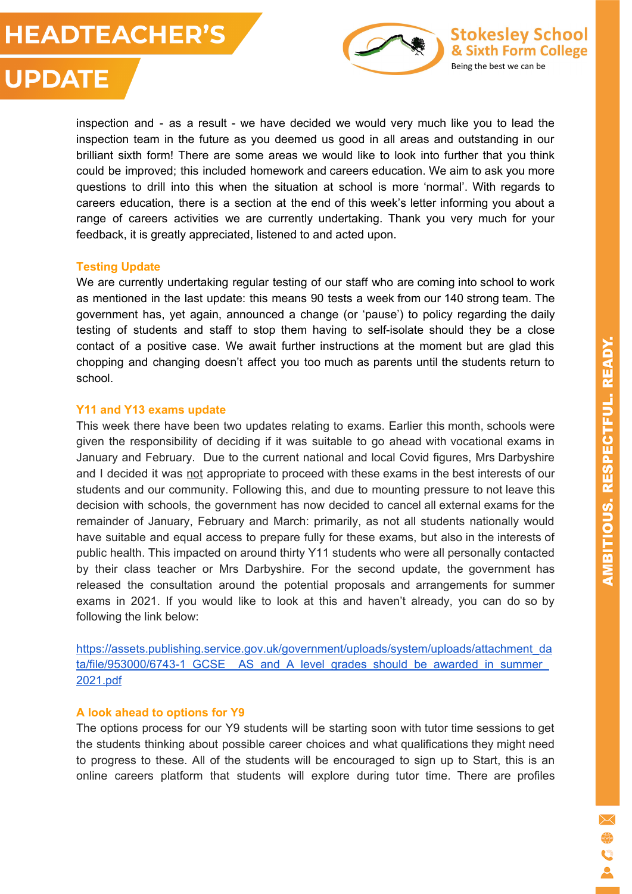inspection and - as a result - we have decided we would very much like you to lead the inspection team in the future as you deemed us good in all areas and outstanding in our brilliant sixth form! There are some areas we would like to look into further that you think could be improved; this included homework and careers education. We aim to ask you more questions to drill into this when the situation at school is more 'normal'. With regards to careers education, there is a section at the end of this week's letter informing you about a range of careers activities we are currently undertaking. Thank you very much for your feedback, it is greatly appreciated, listened to and acted upon.

### Testing Update

We are currently undertaking regular testing of our staff who are coming into school to work as mentioned in the last update: this means 90 tests a week from our 140 strong team. The government has, yet again, announced a change (or 'pause') to policy regarding the daily testing of students and staff to stop them having to self-isolate should they be a close contact of a positive case. We await further instructions at the moment but are glad this chopping and changing doesn't affect you too much as parents until the students return to school.

### Y11 and Y13 exams update

This week there have been two updates relating to exams. Earlier this month, schools were given the responsibility of deciding if it was suitable to go ahead with vocational exams in January and February. Due to the current national and local Covid figures, Mrs Darbyshire and I decided it was not appropriate to proceed with these exams in the best interests of our students and our community. Following this, and due to mounting pressure to not leave this decision with schools, the government has now decided to cancel all external exams for the remainder of January, February and March: primarily, as not all students nationally would have suitable and equal access to prepare fully for these exams, but also in the interests of public health. This impacted on around thirty Y11 students who were all personally contacted by their class teacher or Mrs Darbyshire. For the second update, the government has released the consultation around the potential proposals and arrangements for summer exams in 2021. If you would like to look at this and haven't already, you can do so by following the link below:

https://assets.publishing.service.gov.uk/government/uploads/system/uploads/attachment_data/file/953000/6743-1_GCSE__AS_and_A_level_grades_should_be_awarded_in_summer_2021.pdf

### A look ahead to options for Y9

The options process for our Y9 students will be starting soon with tutor time sessions to get the students thinking about possible career choices and what qualifications they might need to progress to these. All of the students will be encouraged to sign up to Start, this is an online careers platform that students will explore during tutor time. There are profiles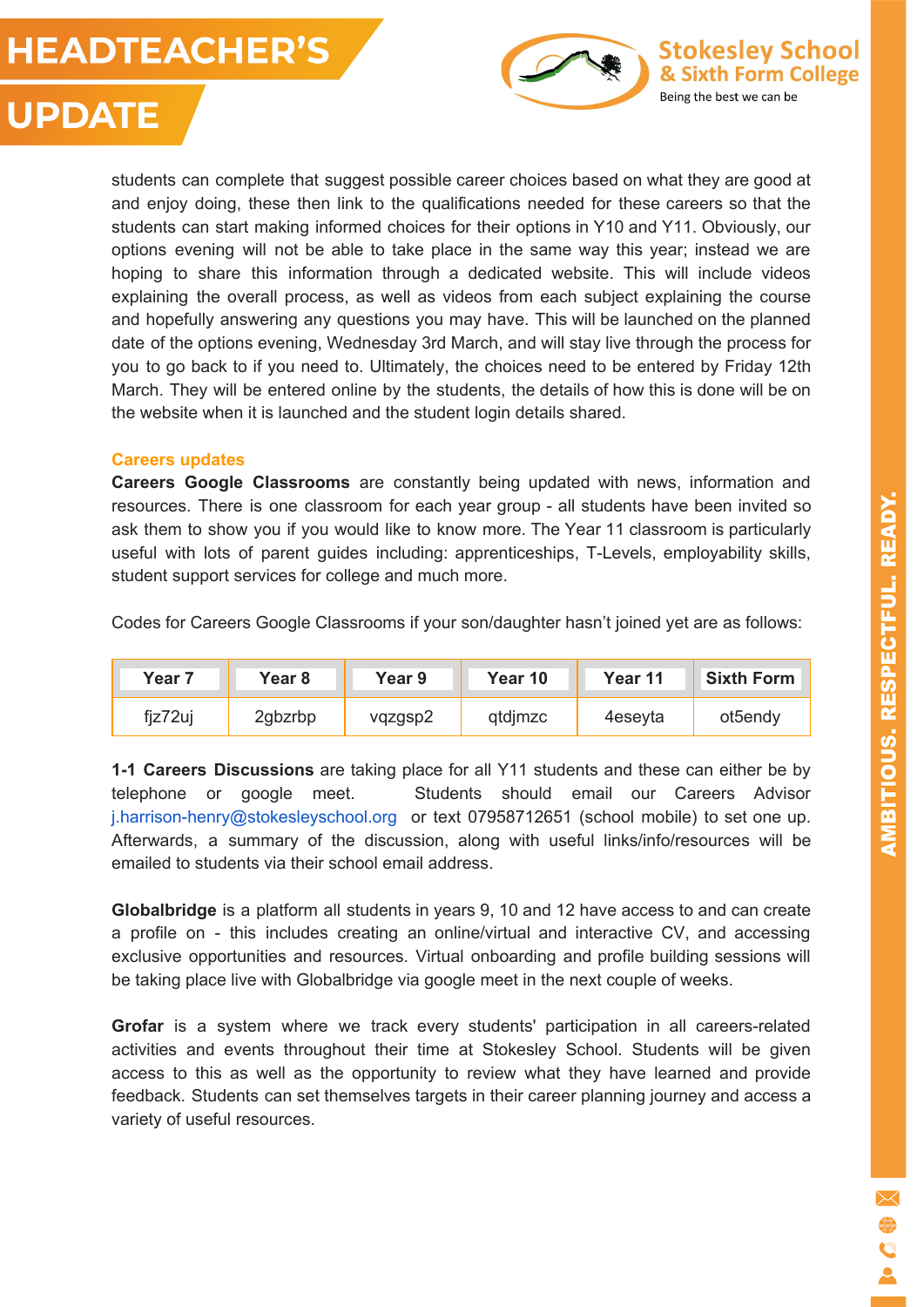students can complete that suggest possible career choices based on what they are good at and enjoy doing, these then link to the qualifications needed for these careers so that the students can start making informed choices for their options in Y10 and Y11. Obviously, our options evening will not be able to take place in the same way this year; instead we are hoping to share this information through a dedicated website. This will include videos explaining the overall process, as well as videos from each subject explaining the course and hopefully answering any questions you may have. This will be launched on the planned date of the options evening, Wednesday 3rd March, and will stay live through the process for you to go back to if you need to. Ultimately, the choices need to be entered by Friday 12th March. They will be entered online by the students, the details of how this is done will be on the website when it is launched and the student login details shared.

## Careers updates

**Careers Google Classrooms** are constantly being updated with news, information and resources. There is one classroom for each year group - all students have been invited so ask them to show you if you would like to know more. The Year 11 classroom is particularly useful with lots of parent guides including: apprenticeships, T-Levels, employability skills, student support services for college and much more.

Codes for Careers Google Classrooms if your son/daughter hasn't joined yet are as follows:

| Year 7 | Year 8 | Year 9 | Year 10 | Year 11 | Sixth Form |
|---|---|---|---|---|---|
| fjz72uj | 2gbzrbp | vqzgsp2 | qtdjmzc | 4eseyta | ot5endy |

**1-1 Careers Discussions** are taking place for all Y11 students and these can either be by telephone or google meet. Students should email our Careers Advisor j.harrison-henry@stokesleyschool.org or text 07958712651 (school mobile) to set one up. Afterwards, a summary of the discussion, along with useful links/info/resources will be emailed to students via their school email address.

**Globalbridge** is a platform all students in years 9, 10 and 12 have access to and can create a profile on - this includes creating an online/virtual and interactive CV, and accessing exclusive opportunities and resources. Virtual onboarding and profile building sessions will be taking place live with Globalbridge via google meet in the next couple of weeks.

**Grofar** is a system where we track every students' participation in all careers-related activities and events throughout their time at Stokesley School. Students will be given access to this as well as the opportunity to review what they have learned and provide feedback. Students can set themselves targets in their career planning journey and access a variety of useful resources.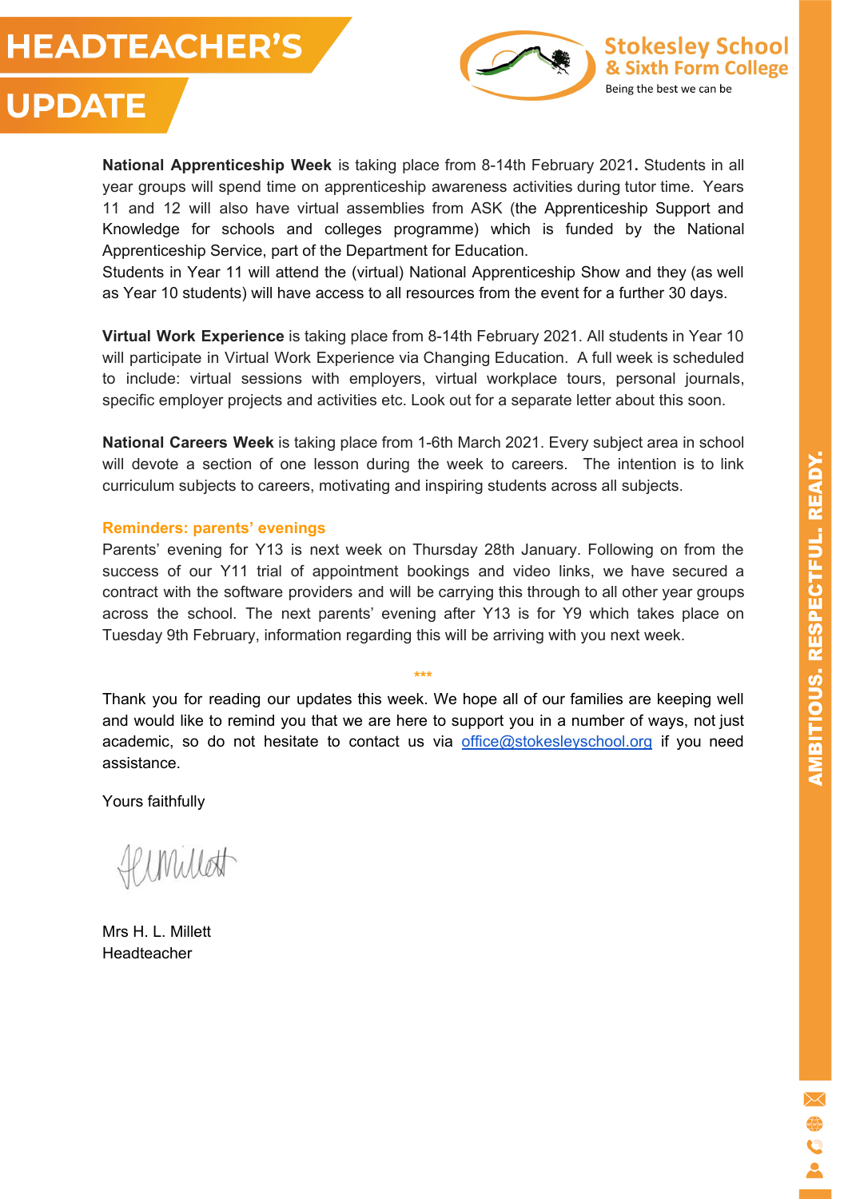# HEADTEACHER'S UPDATE

Stokesley School & Sixth Form College

Being the best we can be

**National Apprenticeship Week** is taking place from 8-14th February 2021**.** Students in all year groups will spend time on apprenticeship awareness activities during tutor time. Years 11 and 12 will also have virtual assemblies from ASK (the Apprenticeship Support and Knowledge for schools and colleges programme) which is funded by the National Apprenticeship Service, part of the Department for Education.

Students in Year 11 will attend the (virtual) National Apprenticeship Show and they (as well as Year 10 students) will have access to all resources from the event for a further 30 days.

**Virtual Work Experience** is taking place from 8-14th February 2021. All students in Year 10 will participate in Virtual Work Experience via Changing Education. A full week is scheduled to include: virtual sessions with employers, virtual workplace tours, personal journals, specific employer projects and activities etc. Look out for a separate letter about this soon.

**National Careers Week** is taking place from 1-6th March 2021. Every subject area in school will devote a section of one lesson during the week to careers. The intention is to link curriculum subjects to careers, motivating and inspiring students across all subjects.

**Reminders: parents' evenings**

Parents' evening for Y13 is next week on Thursday 28th January. Following on from the success of our Y11 trial of appointment bookings and video links, we have secured a contract with the software providers and will be carrying this through to all other year groups across the school. The next parents' evening after Y13 is for Y9 which takes place on Tuesday 9th February, information regarding this will be arriving with you next week.

***

Thank you for reading our updates this week. We hope all of our families are keeping well and would like to remind you that we are here to support you in a number of ways, not just academic, so do not hesitate to contact us via office@stokesleyschool.org if you need assistance.

Yours faithfully

Mrs H. L. Millett
Headteacher

AMBITIOUS. RESPECTFUL. READY.